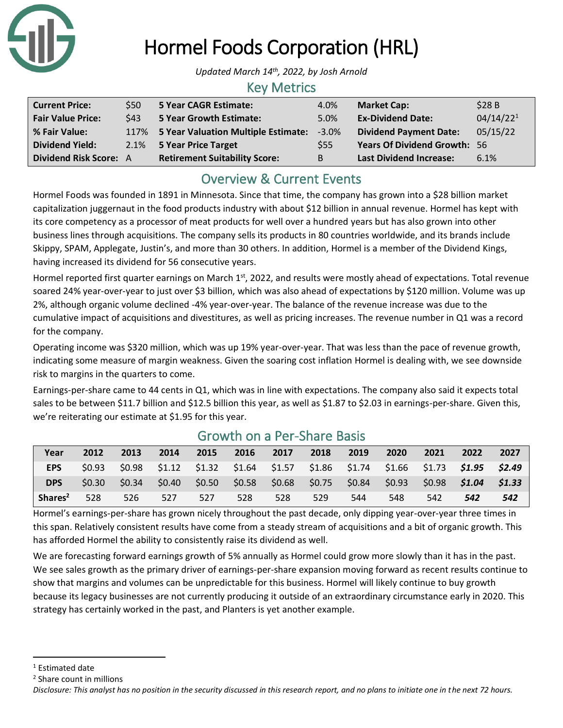# Hormel Foods Corporation (HRL)

*Updated March 14th, 2022, by Josh Arnold*

## Key Metrics

| | | | | | |
|---|---|---|---|---|---|
| **Current Price:** | $50 | **5 Year CAGR Estimate:** | 4.0% | **Market Cap:** | $28 B |
| **Fair Value Price:** | $43 | **5 Year Growth Estimate:** | 5.0% | **Ex-Dividend Date:** | 04/14/22[1] |
| **% Fair Value:** | 117% | **5 Year Valuation Multiple Estimate:** | -3.0% | **Dividend Payment Date:** | 05/15/22 |
| **Dividend Yield:** | 2.1% | **5 Year Price Target** | $55 | **Years Of Dividend Growth:** | 56 |
| **Dividend Risk Score:** | A | **Retirement Suitability Score:** | B | **Last Dividend Increase:** | 6.1% |

## Overview & Current Events

Hormel Foods was founded in 1891 in Minnesota. Since that time, the company has grown into a $28 billion market capitalization juggernaut in the food products industry with about $12 billion in annual revenue. Hormel has kept with its core competency as a processor of meat products for well over a hundred years but has also grown into other business lines through acquisitions. The company sells its products in 80 countries worldwide, and its brands include Skippy, SPAM, Applegate, Justin's, and more than 30 others. In addition, Hormel is a member of the Dividend Kings, having increased its dividend for 56 consecutive years.

Hormel reported first quarter earnings on March 1st, 2022, and results were mostly ahead of expectations. Total revenue soared 24% year-over-year to just over $3 billion, which was also ahead of expectations by $120 million. Volume was up 2%, although organic volume declined -4% year-over-year. The balance of the revenue increase was due to the cumulative impact of acquisitions and divestitures, as well as pricing increases. The revenue number in Q1 was a record for the company.

Operating income was $320 million, which was up 19% year-over-year. That was less than the pace of revenue growth, indicating some measure of margin weakness. Given the soaring cost inflation Hormel is dealing with, we see downside risk to margins in the quarters to come.

Earnings-per-share came to 44 cents in Q1, which was in line with expectations. The company also said it expects total sales to be between $11.7 billion and $12.5 billion this year, as well as $1.87 to $2.03 in earnings-per-share. Given this, we're reiterating our estimate at $1.95 for this year.

## Growth on a Per-Share Basis

| Year | 2012 | 2013 | 2014 | 2015 | 2016 | 2017 | 2018 | 2019 | 2020 | 2021 | 2022 | 2027 |
|---|---|---|---|---|---|---|---|---|---|---|---|---|
| **EPS** | $0.93 | $0.98 | $1.12 | $1.32 | $1.64 | $1.57 | $1.86 | $1.74 | $1.66 | $1.73 | ***$1.95*** | ***$2.49*** |
| **DPS** | $0.30 | $0.34 | $0.40 | $0.50 | $0.58 | $0.68 | $0.75 | $0.84 | $0.93 | $0.98 | ***$1.04*** | ***$1.33*** |
| **Shares[2]** | 528 | 526 | 527 | 527 | 528 | 528 | 529 | 544 | 548 | 542 | ***542*** | ***542*** |

Hormel's earnings-per-share has grown nicely throughout the past decade, only dipping year-over-year three times in this span. Relatively consistent results have come from a steady stream of acquisitions and a bit of organic growth. This has afforded Hormel the ability to consistently raise its dividend as well.

We are forecasting forward earnings growth of 5% annually as Hormel could grow more slowly than it has in the past. We see sales growth as the primary driver of earnings-per-share expansion moving forward as recent results continue to show that margins and volumes can be unpredictable for this business. Hormel will likely continue to buy growth because its legacy businesses are not currently producing it outside of an extraordinary circumstance early in 2020. This strategy has certainly worked in the past, and Planters is yet another example.

[1] Estimated date

[2] Share count in millions

*Disclosure: This analyst has no position in the security discussed in this research report, and no plans to initiate one in the next 72 hours.*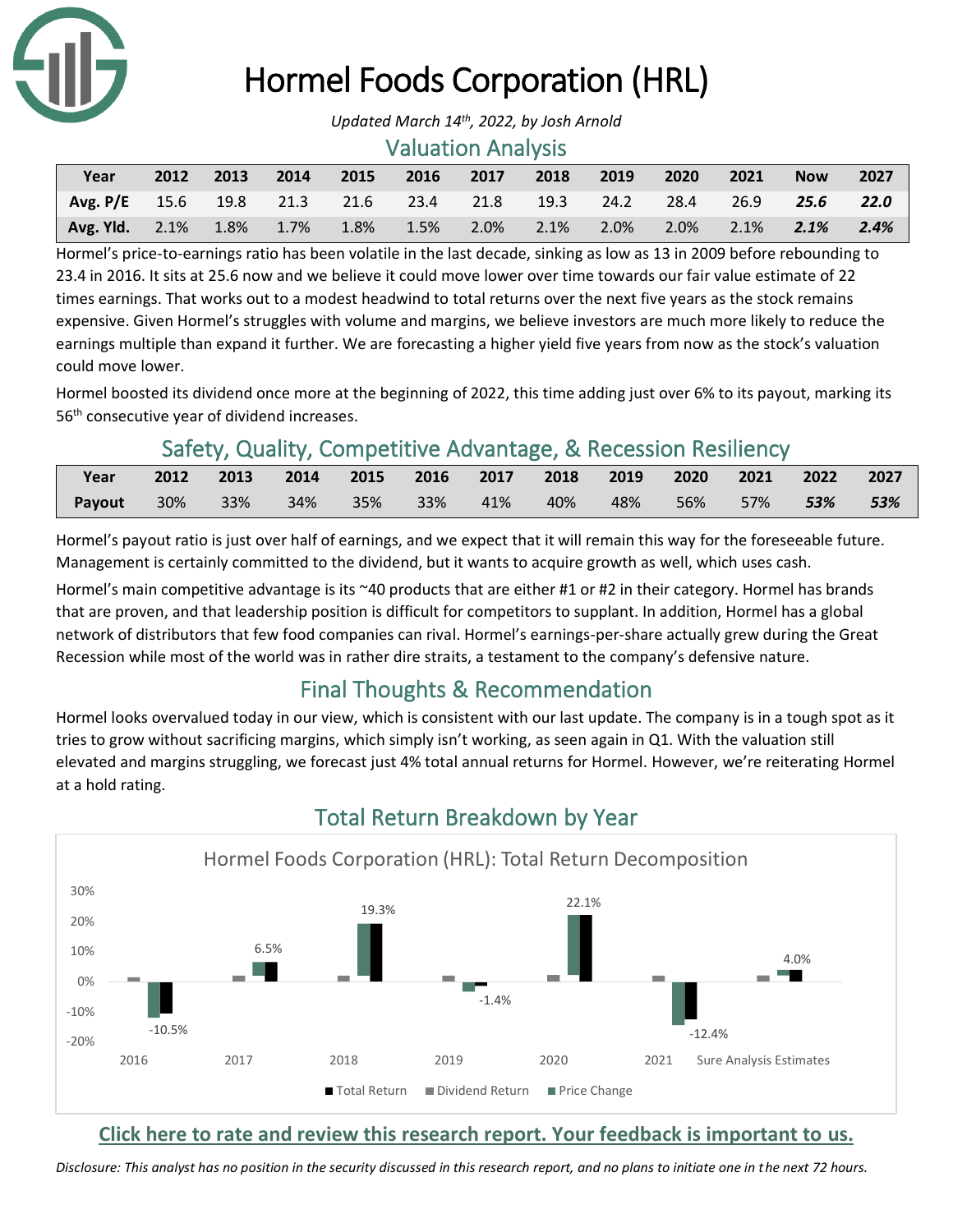# Hormel Foods Corporation (HRL)

*Updated March 14th, 2022, by Josh Arnold*

## Valuation Analysis

| Year | 2012 | 2013 | 2014 | 2015 | 2016 | 2017 | 2018 | 2019 | 2020 | 2021 | Now | 2027 |
|---|---|---|---|---|---|---|---|---|---|---|---|---|
| **Avg. P/E** | 15.6 | 19.8 | 21.3 | 21.6 | 23.4 | 21.8 | 19.3 | 24.2 | 28.4 | 26.9 | ***25.6*** | ***22.0*** |
| **Avg. Yld.** | 2.1% | 1.8% | 1.7% | 1.8% | 1.5% | 2.0% | 2.1% | 2.0% | 2.0% | 2.1% | ***2.1%*** | ***2.4%*** |

Hormel's price-to-earnings ratio has been volatile in the last decade, sinking as low as 13 in 2009 before rebounding to 23.4 in 2016. It sits at 25.6 now and we believe it could move lower over time towards our fair value estimate of 22 times earnings. That works out to a modest headwind to total returns over the next five years as the stock remains expensive. Given Hormel's struggles with volume and margins, we believe investors are much more likely to reduce the earnings multiple than expand it further. We are forecasting a higher yield five years from now as the stock's valuation could move lower.

Hormel boosted its dividend once more at the beginning of 2022, this time adding just over 6% to its payout, marking its 56th consecutive year of dividend increases.

## Safety, Quality, Competitive Advantage, & Recession Resiliency

| Year | 2012 | 2013 | 2014 | 2015 | 2016 | 2017 | 2018 | 2019 | 2020 | 2021 | 2022 | 2027 |
|---|---|---|---|---|---|---|---|---|---|---|---|---|
| **Payout** | 30% | 33% | 34% | 35% | 33% | 41% | 40% | 48% | 56% | 57% | ***53%*** | ***53%*** |

Hormel's payout ratio is just over half of earnings, and we expect that it will remain this way for the foreseeable future. Management is certainly committed to the dividend, but it wants to acquire growth as well, which uses cash.

Hormel's main competitive advantage is its ~40 products that are either #1 or #2 in their category. Hormel has brands that are proven, and that leadership position is difficult for competitors to supplant. In addition, Hormel has a global network of distributors that few food companies can rival. Hormel's earnings-per-share actually grew during the Great Recession while most of the world was in rather dire straits, a testament to the company's defensive nature.

## Final Thoughts & Recommendation

Hormel looks overvalued today in our view, which is consistent with our last update. The company is in a tough spot as it tries to grow without sacrificing margins, which simply isn't working, as seen again in Q1. With the valuation still elevated and margins struggling, we forecast just 4% total annual returns for Hormel. However, we're reiterating Hormel at a hold rating.

## Total Return Breakdown by Year

Hormel Foods Corporation (HRL): Total Return Decomposition

| | 2016 | 2017 | 2018 | 2019 | 2020 | 2021 | Sure Analysis Estimates |
|---|---|---|---|---|---|---|---|
| Total Return | -10.5% | 6.5% | 19.3% | -1.4% | 22.1% | -12.4% | 4.0% |

**Click here to rate and review this research report. Your feedback is important to us.**

*Disclosure: This analyst has no position in the security discussed in this research report, and no plans to initiate one in the next 72 hours.*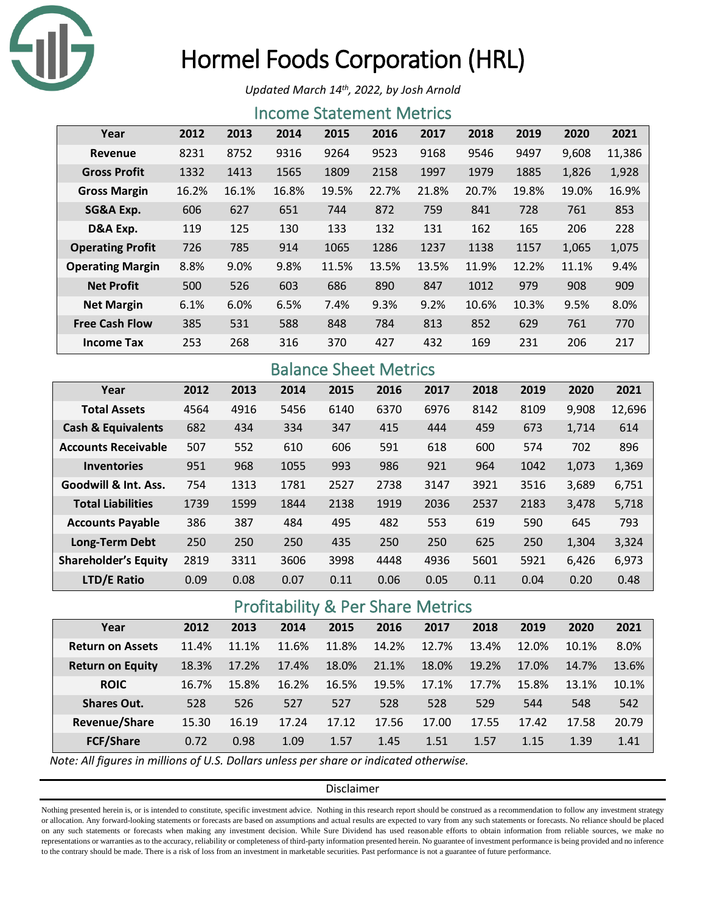# Hormel Foods Corporation (HRL)

*Updated March 14th, 2022, by Josh Arnold*

## Income Statement Metrics

| Year | 2012 | 2013 | 2014 | 2015 | 2016 | 2017 | 2018 | 2019 | 2020 | 2021 |
|---|---|---|---|---|---|---|---|---|---|---|
| **Revenue** | 8231 | 8752 | 9316 | 9264 | 9523 | 9168 | 9546 | 9497 | 9,608 | 11,386 |
| **Gross Profit** | 1332 | 1413 | 1565 | 1809 | 2158 | 1997 | 1979 | 1885 | 1,826 | 1,928 |
| **Gross Margin** | 16.2% | 16.1% | 16.8% | 19.5% | 22.7% | 21.8% | 20.7% | 19.8% | 19.0% | 16.9% |
| **SG&A Exp.** | 606 | 627 | 651 | 744 | 872 | 759 | 841 | 728 | 761 | 853 |
| **D&A Exp.** | 119 | 125 | 130 | 133 | 132 | 131 | 162 | 165 | 206 | 228 |
| **Operating Profit** | 726 | 785 | 914 | 1065 | 1286 | 1237 | 1138 | 1157 | 1,065 | 1,075 |
| **Operating Margin** | 8.8% | 9.0% | 9.8% | 11.5% | 13.5% | 13.5% | 11.9% | 12.2% | 11.1% | 9.4% |
| **Net Profit** | 500 | 526 | 603 | 686 | 890 | 847 | 1012 | 979 | 908 | 909 |
| **Net Margin** | 6.1% | 6.0% | 6.5% | 7.4% | 9.3% | 9.2% | 10.6% | 10.3% | 9.5% | 8.0% |
| **Free Cash Flow** | 385 | 531 | 588 | 848 | 784 | 813 | 852 | 629 | 761 | 770 |
| **Income Tax** | 253 | 268 | 316 | 370 | 427 | 432 | 169 | 231 | 206 | 217 |

## Balance Sheet Metrics

| Year | 2012 | 2013 | 2014 | 2015 | 2016 | 2017 | 2018 | 2019 | 2020 | 2021 |
|---|---|---|---|---|---|---|---|---|---|---|
| **Total Assets** | 4564 | 4916 | 5456 | 6140 | 6370 | 6976 | 8142 | 8109 | 9,908 | 12,696 |
| **Cash & Equivalents** | 682 | 434 | 334 | 347 | 415 | 444 | 459 | 673 | 1,714 | 614 |
| **Accounts Receivable** | 507 | 552 | 610 | 606 | 591 | 618 | 600 | 574 | 702 | 896 |
| **Inventories** | 951 | 968 | 1055 | 993 | 986 | 921 | 964 | 1042 | 1,073 | 1,369 |
| **Goodwill & Int. Ass.** | 754 | 1313 | 1781 | 2527 | 2738 | 3147 | 3921 | 3516 | 3,689 | 6,751 |
| **Total Liabilities** | 1739 | 1599 | 1844 | 2138 | 1919 | 2036 | 2537 | 2183 | 3,478 | 5,718 |
| **Accounts Payable** | 386 | 387 | 484 | 495 | 482 | 553 | 619 | 590 | 645 | 793 |
| **Long-Term Debt** | 250 | 250 | 250 | 435 | 250 | 250 | 625 | 250 | 1,304 | 3,324 |
| **Shareholder's Equity** | 2819 | 3311 | 3606 | 3998 | 4448 | 4936 | 5601 | 5921 | 6,426 | 6,973 |
| **LTD/E Ratio** | 0.09 | 0.08 | 0.07 | 0.11 | 0.06 | 0.05 | 0.11 | 0.04 | 0.20 | 0.48 |

## Profitability & Per Share Metrics

| Year | 2012 | 2013 | 2014 | 2015 | 2016 | 2017 | 2018 | 2019 | 2020 | 2021 |
|---|---|---|---|---|---|---|---|---|---|---|
| **Return on Assets** | 11.4% | 11.1% | 11.6% | 11.8% | 14.2% | 12.7% | 13.4% | 12.0% | 10.1% | 8.0% |
| **Return on Equity** | 18.3% | 17.2% | 17.4% | 18.0% | 21.1% | 18.0% | 19.2% | 17.0% | 14.7% | 13.6% |
| **ROIC** | 16.7% | 15.8% | 16.2% | 16.5% | 19.5% | 17.1% | 17.7% | 15.8% | 13.1% | 10.1% |
| **Shares Out.** | 528 | 526 | 527 | 527 | 528 | 528 | 529 | 544 | 548 | 542 |
| **Revenue/Share** | 15.30 | 16.19 | 17.24 | 17.12 | 17.56 | 17.00 | 17.55 | 17.42 | 17.58 | 20.79 |
| **FCF/Share** | 0.72 | 0.98 | 1.09 | 1.57 | 1.45 | 1.51 | 1.57 | 1.15 | 1.39 | 1.41 |

*Note: All figures in millions of U.S. Dollars unless per share or indicated otherwise.*

---

Disclaimer

---

Nothing presented herein is, or is intended to constitute, specific investment advice. Nothing in this research report should be construed as a recommendation to follow any investment strategy or allocation. Any forward-looking statements or forecasts are based on assumptions and actual results are expected to vary from any such statements or forecasts. No reliance should be placed on any such statements or forecasts when making any investment decision. While Sure Dividend has used reasonable efforts to obtain information from reliable sources, we make no representations or warranties as to the accuracy, reliability or completeness of third-party information presented herein. No guarantee of investment performance is being provided and no inference to the contrary should be made. There is a risk of loss from an investment in marketable securities. Past performance is not a guarantee of future performance.